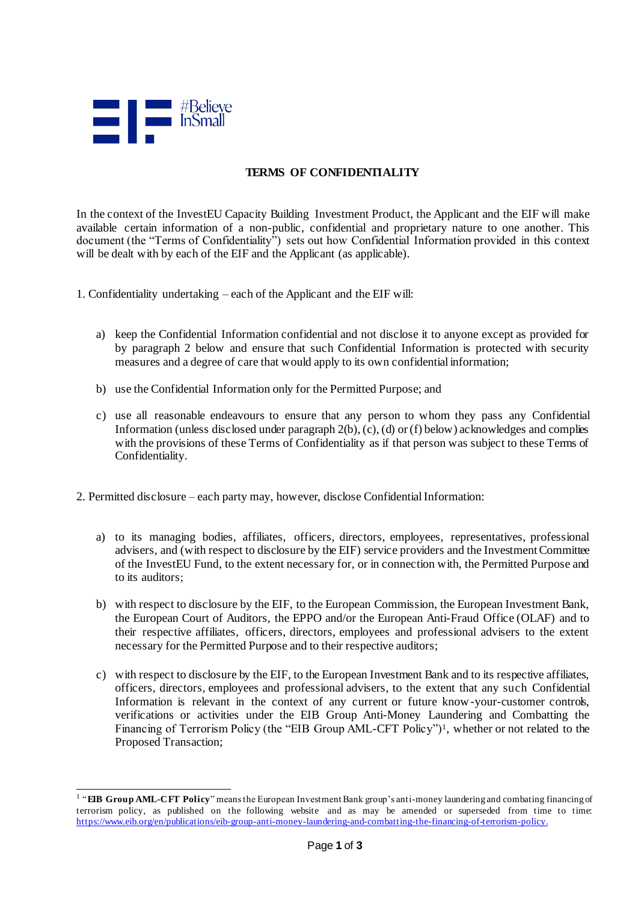#Believe InSmall

# TERMS OF CONFIDENTIALITY

In the context of the InvestEU Capacity Building Investment Product, the Applicant and the EIF will make available certain information of a non-public, confidential and proprietary nature to one another. This document (the "Terms of Confidentiality") sets out how Confidential Information provided in this context will be dealt with by each of the EIF and the Applicant (as applicable).

1. Confidentiality undertaking – each of the Applicant and the EIF will:

   a) keep the Confidential Information confidential and not disclose it to anyone except as provided for by paragraph 2 below and ensure that such Confidential Information is protected with security measures and a degree of care that would apply to its own confidential information;

   b) use the Confidential Information only for the Permitted Purpose; and

   c) use all reasonable endeavours to ensure that any person to whom they pass any Confidential Information (unless disclosed under paragraph 2(b), (c), (d) or (f) below) acknowledges and complies with the provisions of these Terms of Confidentiality as if that person was subject to these Terms of Confidentiality.

2. Permitted disclosure – each party may, however, disclose Confidential Information:

   a) to its managing bodies, affiliates, officers, directors, employees, representatives, professional advisers, and (with respect to disclosure by the EIF) service providers and the Investment Committee of the InvestEU Fund, to the extent necessary for, or in connection with, the Permitted Purpose and to its auditors;

   b) with respect to disclosure by the EIF, to the European Commission, the European Investment Bank, the European Court of Auditors, the EPPO and/or the European Anti-Fraud Office (OLAF) and to their respective affiliates, officers, directors, employees and professional advisers to the extent necessary for the Permitted Purpose and to their respective auditors;

   c) with respect to disclosure by the EIF, to the European Investment Bank and to its respective affiliates, officers, directors, employees and professional advisers, to the extent that any such Confidential Information is relevant in the context of any current or future know-your-customer controls, verifications or activities under the EIB Group Anti-Money Laundering and Combatting the Financing of Terrorism Policy (the "EIB Group AML-CFT Policy")[1], whether or not related to the Proposed Transaction;

[1] "**EIB Group AML-CFT Policy**" means the European Investment Bank group's anti-money laundering and combating financing of terrorism policy, as published on the following website and as may be amended or superseded from time to time: https://www.eib.org/en/publications/eib-group-anti-money-laundering-and-combatting-the-financing-of-terrorism-policy.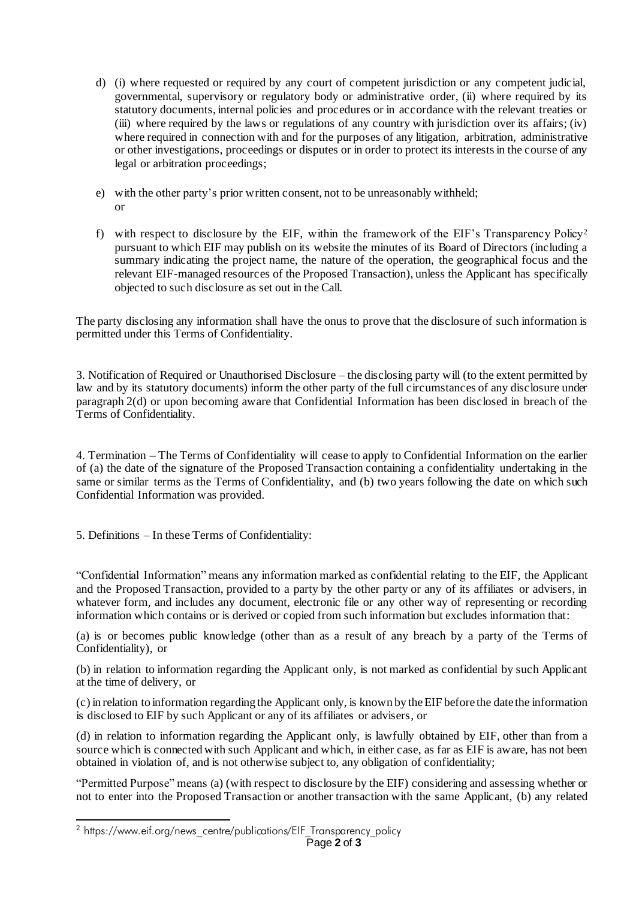d) (i) where requested or required by any court of competent jurisdiction or any competent judicial, governmental, supervisory or regulatory body or administrative order, (ii) where required by its statutory documents, internal policies and procedures or in accordance with the relevant treaties or (iii) where required by the laws or regulations of any country with jurisdiction over its affairs; (iv) where required in connection with and for the purposes of any litigation, arbitration, administrative or other investigations, proceedings or disputes or in order to protect its interests in the course of any legal or arbitration proceedings;

e) with the other party's prior written consent, not to be unreasonably withheld; or

f) with respect to disclosure by the EIF, within the framework of the EIF's Transparency Policy[2] pursuant to which EIF may publish on its website the minutes of its Board of Directors (including a summary indicating the project name, the nature of the operation, the geographical focus and the relevant EIF-managed resources of the Proposed Transaction), unless the Applicant has specifically objected to such disclosure as set out in the Call.

The party disclosing any information shall have the onus to prove that the disclosure of such information is permitted under this Terms of Confidentiality.

3. Notification of Required or Unauthorised Disclosure – the disclosing party will (to the extent permitted by law and by its statutory documents) inform the other party of the full circumstances of any disclosure under paragraph 2(d) or upon becoming aware that Confidential Information has been disclosed in breach of the Terms of Confidentiality.

4. Termination – The Terms of Confidentiality will cease to apply to Confidential Information on the earlier of (a) the date of the signature of the Proposed Transaction containing a confidentiality undertaking in the same or similar terms as the Terms of Confidentiality, and (b) two years following the date on which such Confidential Information was provided.

5. Definitions – In these Terms of Confidentiality:

"Confidential Information" means any information marked as confidential relating to the EIF, the Applicant and the Proposed Transaction, provided to a party by the other party or any of its affiliates or advisers, in whatever form, and includes any document, electronic file or any other way of representing or recording information which contains or is derived or copied from such information but excludes information that:

(a) is or becomes public knowledge (other than as a result of any breach by a party of the Terms of Confidentiality), or

(b) in relation to information regarding the Applicant only, is not marked as confidential by such Applicant at the time of delivery, or

(c) in relation to information regarding the Applicant only, is known by the EIF before the date the information is disclosed to EIF by such Applicant or any of its affiliates or advisers, or

(d) in relation to information regarding the Applicant only, is lawfully obtained by EIF, other than from a source which is connected with such Applicant and which, in either case, as far as EIF is aware, has not been obtained in violation of, and is not otherwise subject to, any obligation of confidentiality;

"Permitted Purpose" means (a) (with respect to disclosure by the EIF) considering and assessing whether or not to enter into the Proposed Transaction or another transaction with the same Applicant, (b) any related

[2] https://www.eif.org/news_centre/publications/EIF_Transparency_policy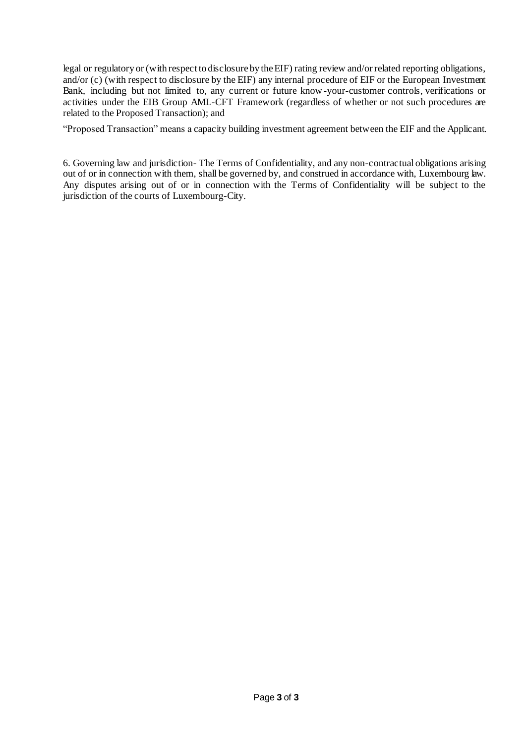legal or regulatory or (with respect to disclosure by the EIF) rating review and/or related reporting obligations, and/or (c) (with respect to disclosure by the EIF) any internal procedure of EIF or the European Investment Bank, including but not limited to, any current or future know-your-customer controls, verifications or activities under the EIB Group AML-CFT Framework (regardless of whether or not such procedures are related to the Proposed Transaction); and

"Proposed Transaction" means a capacity building investment agreement between the EIF and the Applicant.

6. Governing law and jurisdiction- The Terms of Confidentiality, and any non-contractual obligations arising out of or in connection with them, shall be governed by, and construed in accordance with, Luxembourg law. Any disputes arising out of or in connection with the Terms of Confidentiality will be subject to the jurisdiction of the courts of Luxembourg-City.